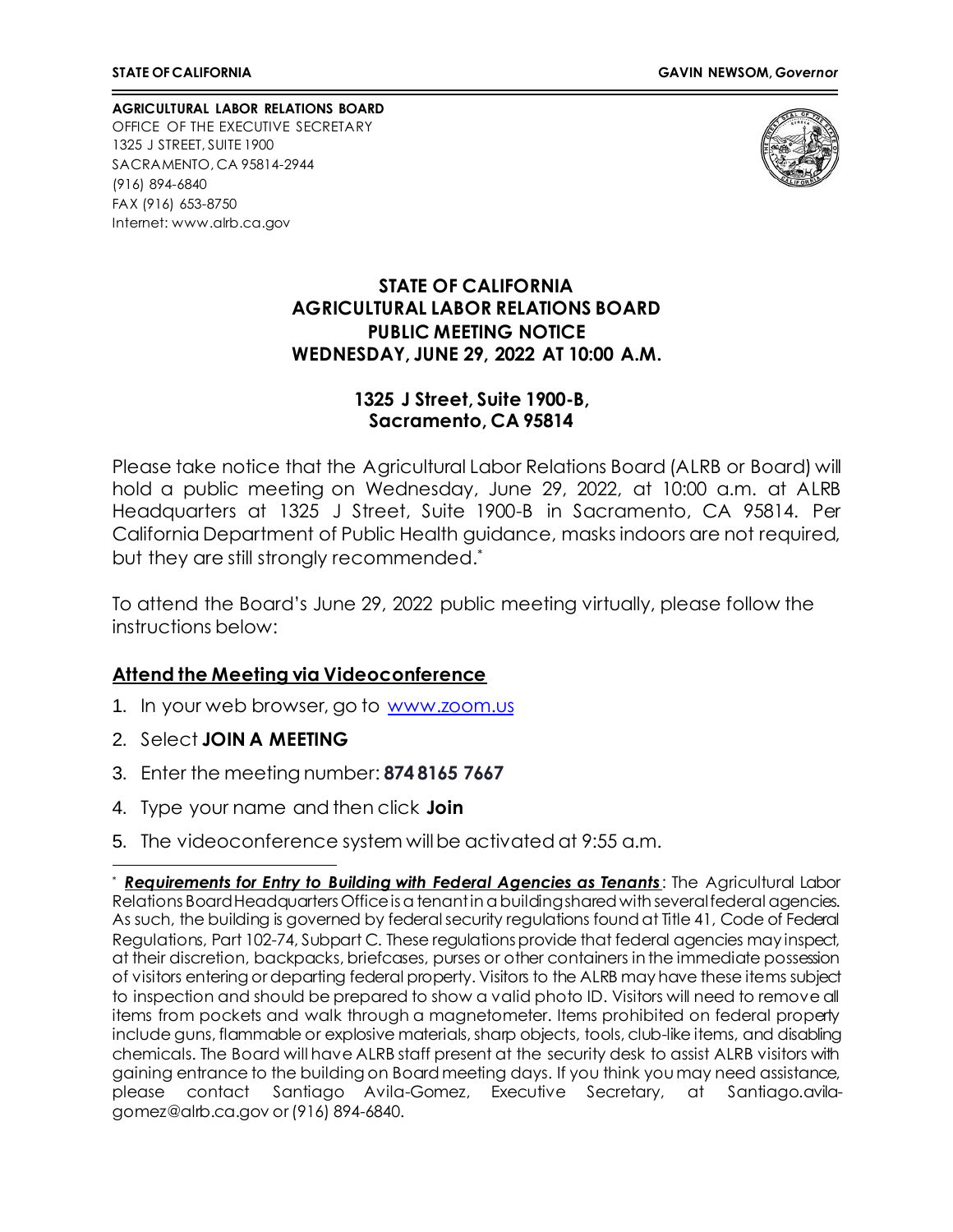**STATE OF CALIFORNIA** **GAVIN NEWSOM,** ***Governor***

**AGRICULTURAL LABOR RELATIONS BOARD**
OFFICE OF THE EXECUTIVE SECRETARY
1325 J STREET, SUITE 1900
SACRAMENTO, CA 95814-2944
(916) 894-6840
FAX (916) 653-8750
Internet: www.alrb.ca.gov

# STATE OF CALIFORNIA
# AGRICULTURAL LABOR RELATIONS BOARD
# PUBLIC MEETING NOTICE
# WEDNESDAY, JUNE 29, 2022 AT 10:00 A.M.

**1325 J Street, Suite 1900-B,**
**Sacramento, CA 95814**

Please take notice that the Agricultural Labor Relations Board (ALRB or Board) will hold a public meeting on Wednesday, June 29, 2022, at 10:00 a.m. at ALRB Headquarters at 1325 J Street, Suite 1900-B in Sacramento, CA 95814. Per California Department of Public Health guidance, masks indoors are not required, but they are still strongly recommended.*

To attend the Board's June 29, 2022 public meeting virtually, please follow the instructions below:

## Attend the Meeting via Videoconference

1. In your web browser, go to www.zoom.us
2. Select **JOIN A MEETING**
3. Enter the meeting number: **874 8165 7667**
4. Type your name and then click **Join**
5. The videoconference system will be activated at 9:55 a.m.

---

\* ***Requirements for Entry to Building with Federal Agencies as Tenants***: The Agricultural Labor Relations Board Headquarters Office is a tenant in a building shared with several federal agencies. As such, the building is governed by federal security regulations found at Title 41, Code of Federal Regulations, Part 102-74, Subpart C. These regulations provide that federal agencies may inspect, at their discretion, backpacks, briefcases, purses or other containers in the immediate possession of visitors entering or departing federal property. Visitors to the ALRB may have these items subject to inspection and should be prepared to show a valid photo ID. Visitors will need to remove all items from pockets and walk through a magnetometer. Items prohibited on federal property include guns, flammable or explosive materials, sharp objects, tools, club-like items, and disabling chemicals. The Board will have ALRB staff present at the security desk to assist ALRB visitors with gaining entrance to the building on Board meeting days. If you think you may need assistance, please contact Santiago Avila-Gomez, Executive Secretary, at Santiago.avila-gomez@alrb.ca.gov or (916) 894-6840.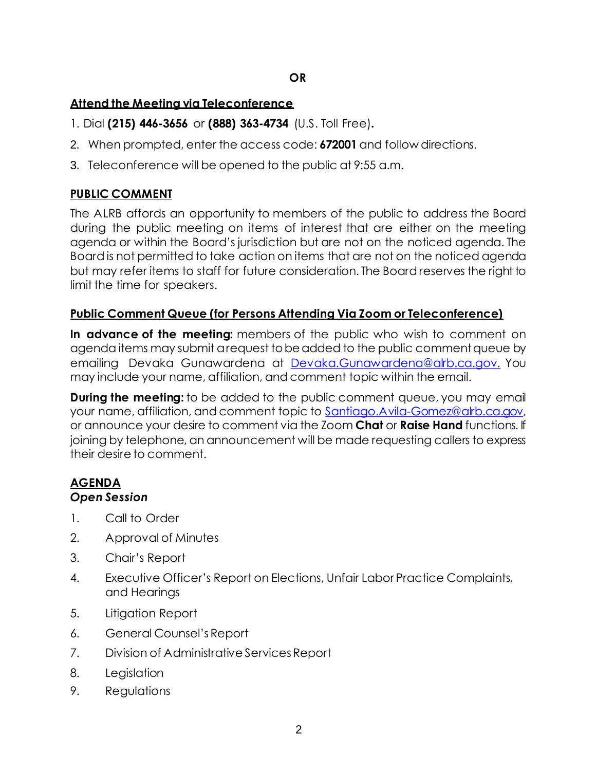**OR**

**Attend the Meeting via Teleconference**

1. Dial **(215) 446-3656** or **(888) 363-4734** (U.S. Toll Free).
2. When prompted, enter the access code: **672001** and follow directions.
3. Teleconference will be opened to the public at 9:55 a.m.

**PUBLIC COMMENT**

The ALRB affords an opportunity to members of the public to address the Board during the public meeting on items of interest that are either on the meeting agenda or within the Board's jurisdiction but are not on the noticed agenda. The Board is not permitted to take action on items that are not on the noticed agenda but may refer items to staff for future consideration. The Board reserves the right to limit the time for speakers.

**Public Comment Queue (for Persons Attending Via Zoom or Teleconference)**

**In advance of the meeting:** members of the public who wish to comment on agenda items may submit a request to be added to the public comment queue by emailing Devaka Gunawardena at Devaka.Gunawardena@alrb.ca.gov. You may include your name, affiliation, and comment topic within the email.

**During the meeting:** to be added to the public comment queue, you may email your name, affiliation, and comment topic to Santiago.Avila-Gomez@alrb.ca.gov, or announce your desire to comment via the Zoom **Chat** or **Raise Hand** functions. If joining by telephone, an announcement will be made requesting callers to express their desire to comment.

**AGENDA**

***Open Session***

1. Call to Order
2. Approval of Minutes
3. Chair's Report
4. Executive Officer's Report on Elections, Unfair Labor Practice Complaints, and Hearings
5. Litigation Report
6. General Counsel's Report
7. Division of Administrative Services Report
8. Legislation
9. Regulations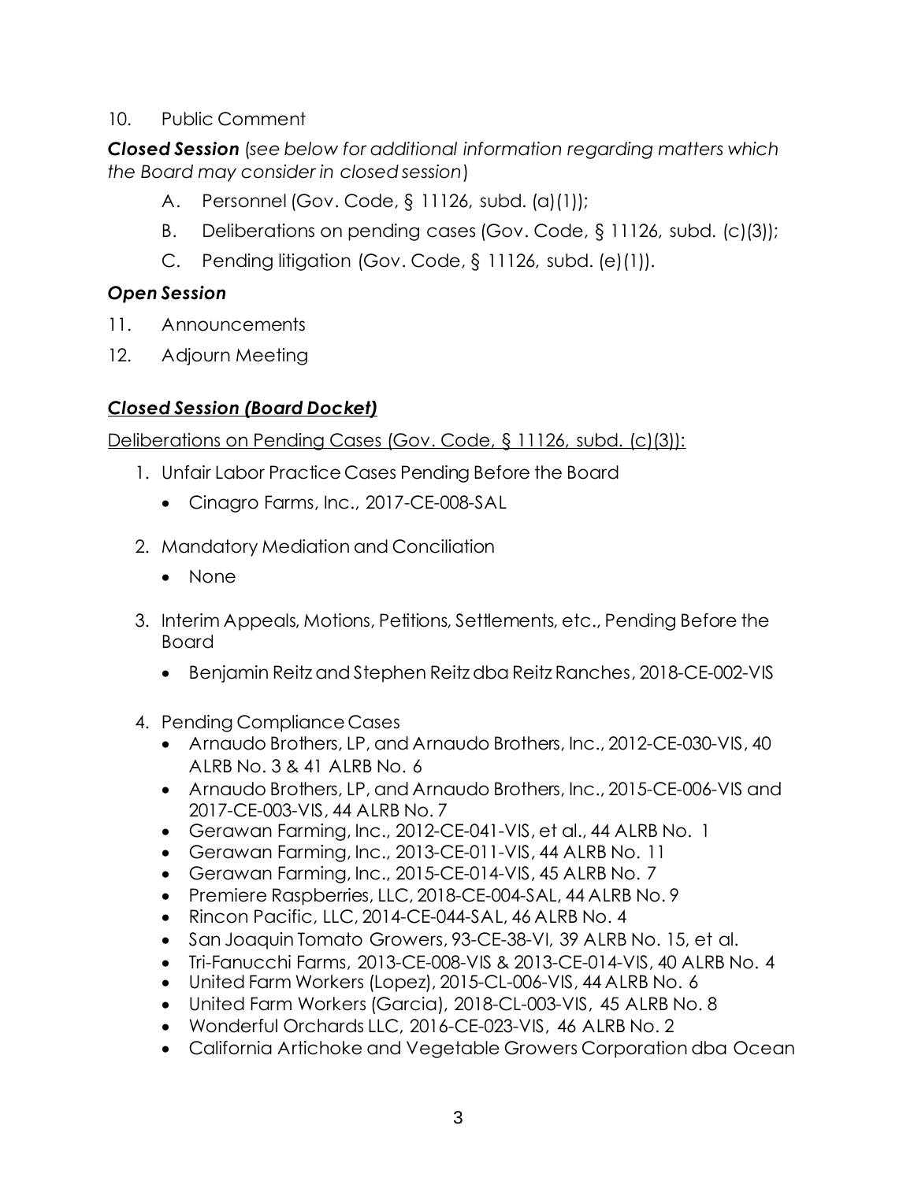10. Public Comment

***Closed Session*** (*see below for additional information regarding matters which the Board may consider in closed session*)

A. Personnel (Gov. Code, § 11126, subd. (a)(1));

B. Deliberations on pending cases (Gov. Code, § 11126, subd. (c)(3));

C. Pending litigation (Gov. Code, § 11126, subd. (e)(1)).

### *Open Session*

11. Announcements
12. Adjourn Meeting

### ***Closed Session (Board Docket)***

Deliberations on Pending Cases (Gov. Code, § 11126, subd. (c)(3)):

1. Unfair Labor Practice Cases Pending Before the Board
   - Cinagro Farms, Inc., 2017-CE-008-SAL
2. Mandatory Mediation and Conciliation
   - None
3. Interim Appeals, Motions, Petitions, Settlements, etc., Pending Before the Board
   - Benjamin Reitz and Stephen Reitz dba Reitz Ranches, 2018-CE-002-VIS
4. Pending Compliance Cases
   - Arnaudo Brothers, LP, and Arnaudo Brothers, Inc., 2012-CE-030-VIS, 40 ALRB No. 3 & 41 ALRB No. 6
   - Arnaudo Brothers, LP, and Arnaudo Brothers, Inc., 2015-CE-006-VIS and 2017-CE-003-VIS, 44 ALRB No. 7
   - Gerawan Farming, Inc., 2012-CE-041-VIS, et al., 44 ALRB No. 1
   - Gerawan Farming, Inc., 2013-CE-011-VIS, 44 ALRB No. 11
   - Gerawan Farming, Inc., 2015-CE-014-VIS, 45 ALRB No. 7
   - Premiere Raspberries, LLC, 2018-CE-004-SAL, 44 ALRB No. 9
   - Rincon Pacific, LLC, 2014-CE-044-SAL, 46 ALRB No. 4
   - San Joaquin Tomato Growers, 93-CE-38-VI, 39 ALRB No. 15, et al.
   - Tri-Fanucchi Farms, 2013-CE-008-VIS & 2013-CE-014-VIS, 40 ALRB No. 4
   - United Farm Workers (Lopez), 2015-CL-006-VIS, 44 ALRB No. 6
   - United Farm Workers (Garcia), 2018-CL-003-VIS, 45 ALRB No. 8
   - Wonderful Orchards LLC, 2016-CE-023-VIS, 46 ALRB No. 2
   - California Artichoke and Vegetable Growers Corporation dba Ocean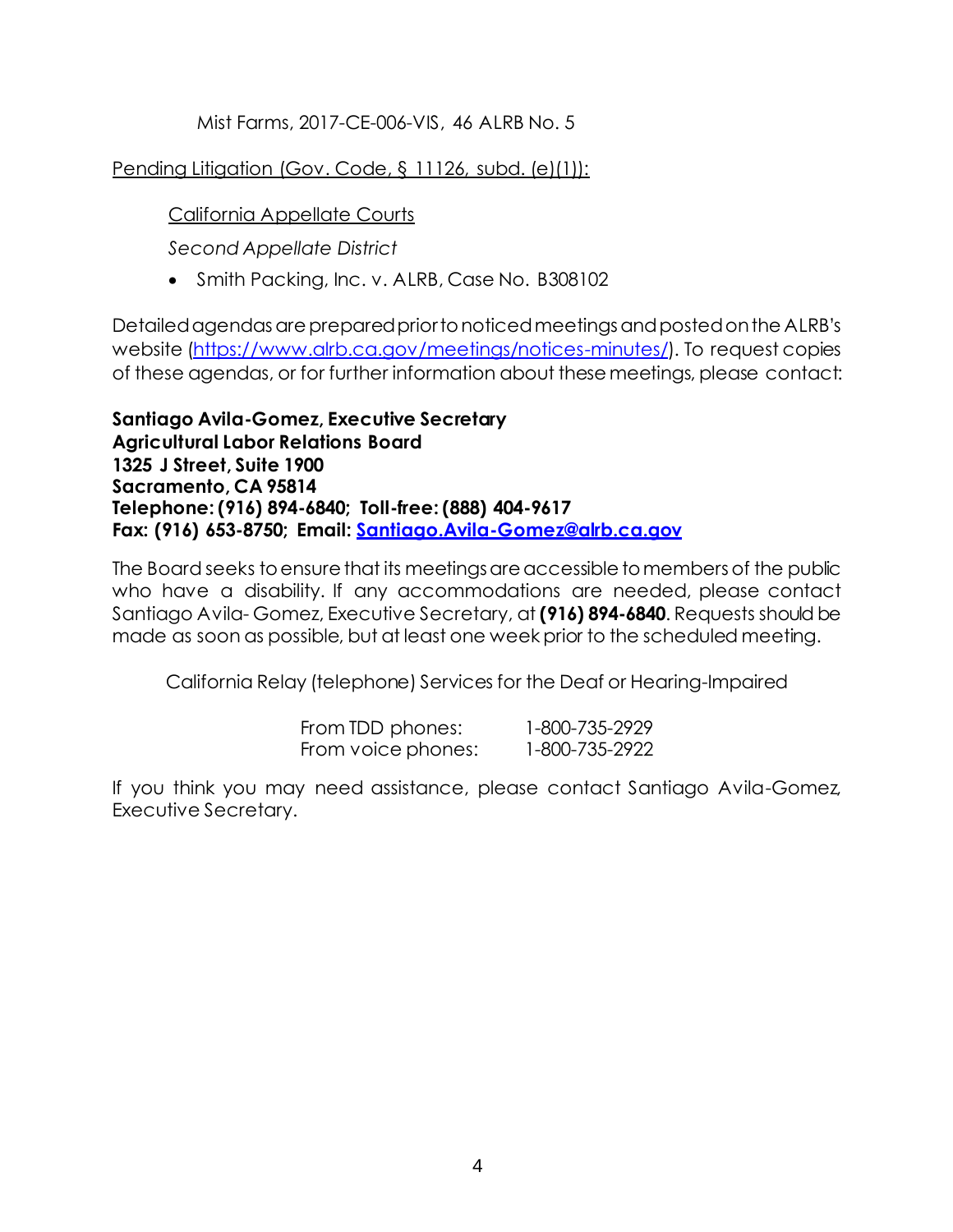Mist Farms, 2017-CE-006-VIS, 46 ALRB No. 5

Pending Litigation (Gov. Code, § 11126, subd. (e)(1)):

California Appellate Courts

*Second Appellate District*

- Smith Packing, Inc. v. ALRB, Case No. B308102

Detailed agendas are prepared prior to noticed meetings and posted on the ALRB's website (https://www.alrb.ca.gov/meetings/notices-minutes/). To request copies of these agendas, or for further information about these meetings, please contact:

**Santiago Avila-Gomez, Executive Secretary**
**Agricultural Labor Relations Board**
**1325 J Street, Suite 1900**
**Sacramento, CA 95814**
**Telephone: (916) 894-6840; Toll-free: (888) 404-9617**
**Fax: (916) 653-8750; Email: Santiago.Avila-Gomez@alrb.ca.gov**

The Board seeks to ensure that its meetings are accessible to members of the public who have a disability. If any accommodations are needed, please contact Santiago Avila- Gomez, Executive Secretary, at **(916) 894-6840**. Requests should be made as soon as possible, but at least one week prior to the scheduled meeting.

California Relay (telephone) Services for the Deaf or Hearing-Impaired

| | |
|---|---|
| From TDD phones: | 1-800-735-2929 |
| From voice phones: | 1-800-735-2922 |

If you think you may need assistance, please contact Santiago Avila-Gomez, Executive Secretary.